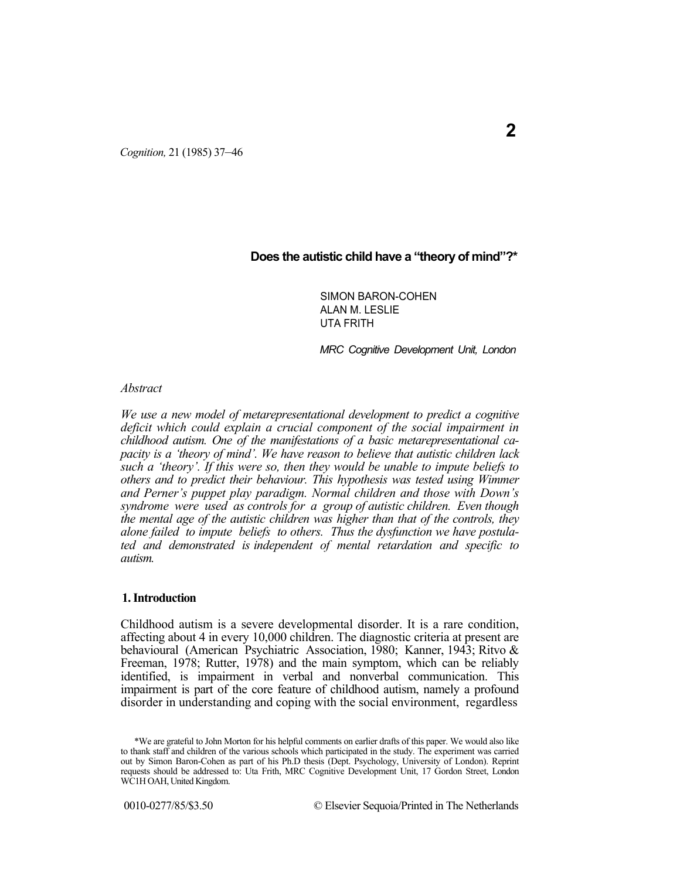# Does the autistic child have a "theory of mind"?*

SIMON BARON-COHEN
ALAN M. LESLIE
UTA FRITH

*MRC Cognitive Development Unit, London*

*Abstract*

*We use a new model of metarepresentational development to predict a cognitive deficit which could explain a crucial component of the social impairment in childhood autism. One of the manifestations of a basic metarepresentational capacity is a 'theory of mind'. We have reason to believe that autistic children lack such a 'theory'. If this were so, then they would be unable to impute beliefs to others and to predict their behaviour. This hypothesis was tested using Wimmer and Perner's puppet play paradigm. Normal children and those with Down's syndrome were used as controls for a group of autistic children. Even though the mental age of the autistic children was higher than that of the controls, they alone failed to impute beliefs to others. Thus the dysfunction we have postulated and demonstrated is independent of mental retardation and specific to autism.*

## 1. Introduction

Childhood autism is a severe developmental disorder. It is a rare condition, affecting about 4 in every 10,000 children. The diagnostic criteria at present are behavioural (American Psychiatric Association, 1980; Kanner, 1943; Ritvo & Freeman, 1978; Rutter, 1978) and the main symptom, which can be reliably identified, is impairment in verbal and nonverbal communication. This impairment is part of the core feature of childhood autism, namely a profound disorder in understanding and coping with the social environment, regardless

*We are grateful to John Morton for his helpful comments on earlier drafts of this paper. We would also like to thank staff and children of the various schools which participated in the study. The experiment was carried out by Simon Baron-Cohen as part of his Ph.D thesis (Dept. Psychology, University of London). Reprint requests should be addressed to: Uta Frith, MRC Cognitive Development Unit, 17 Gordon Street, London WC1H OAH, United Kingdom.

0010-0277/85/$3.50 © Elsevier Sequoia/Printed in The Netherlands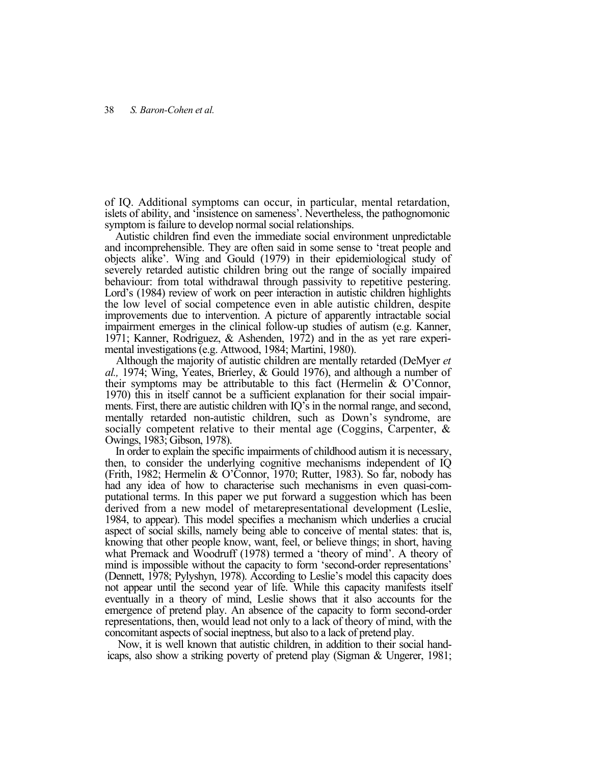of IQ. Additional symptoms can occur, in particular, mental retardation, islets of ability, and 'insistence on sameness'. Nevertheless, the pathognomonic symptom is failure to develop normal social relationships.

Autistic children find even the immediate social environment unpredictable and incomprehensible. They are often said in some sense to 'treat people and objects alike'. Wing and Gould (1979) in their epidemiological study of severely retarded autistic children bring out the range of socially impaired behaviour: from total withdrawal through passivity to repetitive pestering. Lord's (1984) review of work on peer interaction in autistic children highlights the low level of social competence even in able autistic children, despite improvements due to intervention. A picture of apparently intractable social impairment emerges in the clinical follow-up studies of autism (e.g. Kanner, 1971; Kanner, Rodriguez, & Ashenden, 1972) and in the as yet rare experimental investigations (e.g. Attwood, 1984; Martini, 1980).

Although the majority of autistic children are mentally retarded (DeMyer *et al.,* 1974; Wing, Yeates, Brierley, & Gould 1976), and although a number of their symptoms may be attributable to this fact (Hermelin & O'Connor, 1970) this in itself cannot be a sufficient explanation for their social impairments. First, there are autistic children with IQ's in the normal range, and second, mentally retarded non-autistic children, such as Down's syndrome, are socially competent relative to their mental age (Coggins, Carpenter, & Owings, 1983; Gibson, 1978).

In order to explain the specific impairments of childhood autism it is necessary, then, to consider the underlying cognitive mechanisms independent of IQ (Frith, 1982; Hermelin & O'Connor, 1970; Rutter, 1983). So far, nobody has had any idea of how to characterise such mechanisms in even quasi-computational terms. In this paper we put forward a suggestion which has been derived from a new model of metarepresentational development (Leslie, 1984, to appear). This model specifies a mechanism which underlies a crucial aspect of social skills, namely being able to conceive of mental states: that is, knowing that other people know, want, feel, or believe things; in short, having what Premack and Woodruff (1978) termed a 'theory of mind'. A theory of mind is impossible without the capacity to form 'second-order representations' (Dennett, 1978; Pylyshyn, 1978). According to Leslie's model this capacity does not appear until the second year of life. While this capacity manifests itself eventually in a theory of mind, Leslie shows that it also accounts for the emergence of pretend play. An absence of the capacity to form second-order representations, then, would lead not only to a lack of theory of mind, with the concomitant aspects of social ineptness, but also to a lack of pretend play.

Now, it is well known that autistic children, in addition to their social handicaps, also show a striking poverty of pretend play (Sigman & Ungerer, 1981;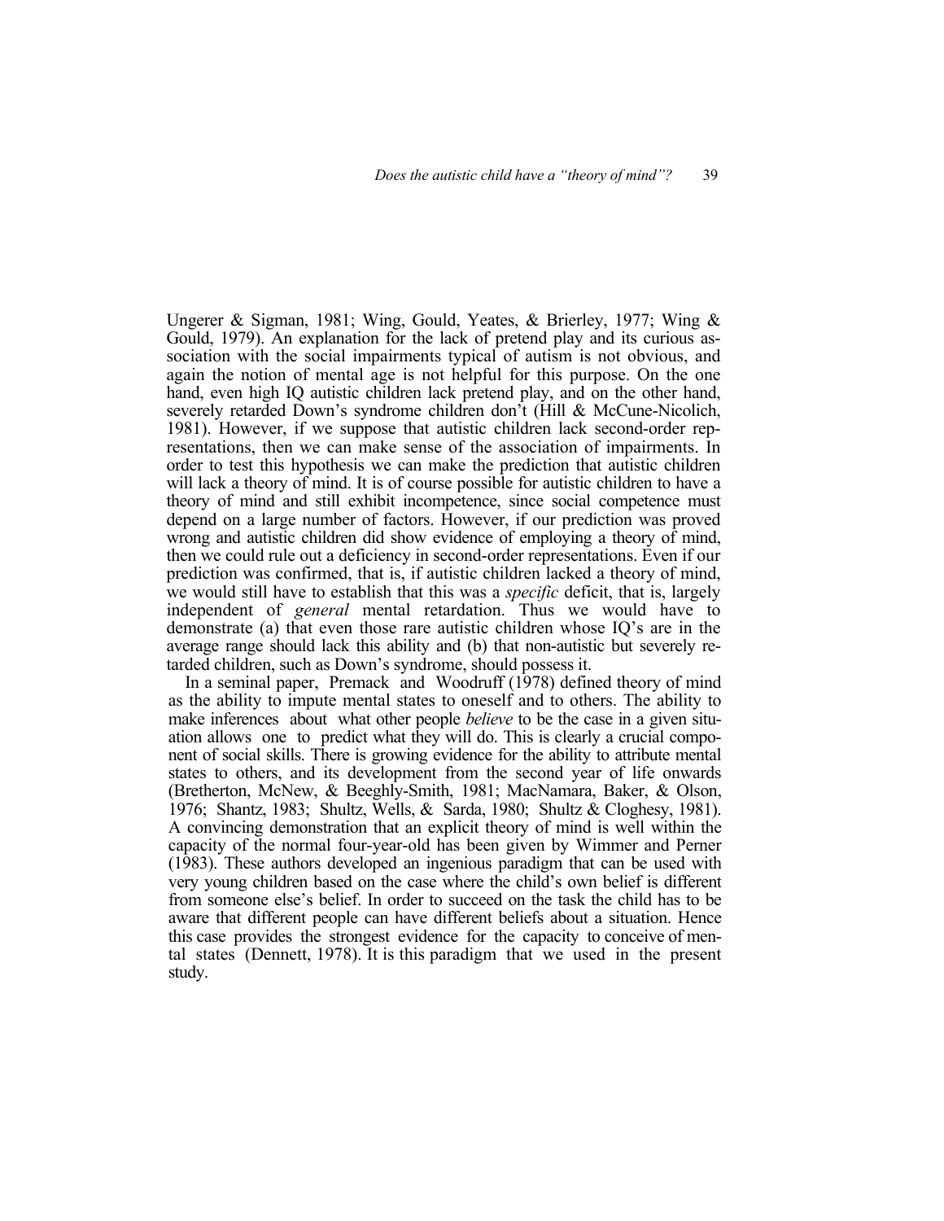Ungerer & Sigman, 1981; Wing, Gould, Yeates, & Brierley, 1977; Wing & Gould, 1979). An explanation for the lack of pretend play and its curious association with the social impairments typical of autism is not obvious, and again the notion of mental age is not helpful for this purpose. On the one hand, even high IQ autistic children lack pretend play, and on the other hand, severely retarded Down's syndrome children don't (Hill & McCune-Nicolich, 1981). However, if we suppose that autistic children lack second-order representations, then we can make sense of the association of impairments. In order to test this hypothesis we can make the prediction that autistic children will lack a theory of mind. It is of course possible for autistic children to have a theory of mind and still exhibit incompetence, since social competence must depend on a large number of factors. However, if our prediction was proved wrong and autistic children did show evidence of employing a theory of mind, then we could rule out a deficiency in second-order representations. Even if our prediction was confirmed, that is, if autistic children lacked a theory of mind, we would still have to establish that this was a *specific* deficit, that is, largely independent of *general* mental retardation. Thus we would have to demonstrate (a) that even those rare autistic children whose IQ's are in the average range should lack this ability and (b) that non-autistic but severely retarded children, such as Down's syndrome, should possess it.

In a seminal paper, Premack and Woodruff (1978) defined theory of mind as the ability to impute mental states to oneself and to others. The ability to make inferences about what other people *believe* to be the case in a given situation allows one to predict what they will do. This is clearly a crucial component of social skills. There is growing evidence for the ability to attribute mental states to others, and its development from the second year of life onwards (Bretherton, McNew, & Beeghly-Smith, 1981; MacNamara, Baker, & Olson, 1976; Shantz, 1983; Shultz, Wells, & Sarda, 1980; Shultz & Cloghesy, 1981). A convincing demonstration that an explicit theory of mind is well within the capacity of the normal four-year-old has been given by Wimmer and Perner (1983). These authors developed an ingenious paradigm that can be used with very young children based on the case where the child's own belief is different from someone else's belief. In order to succeed on the task the child has to be aware that different people can have different beliefs about a situation. Hence this case provides the strongest evidence for the capacity to conceive of mental states (Dennett, 1978). It is this paradigm that we used in the present study.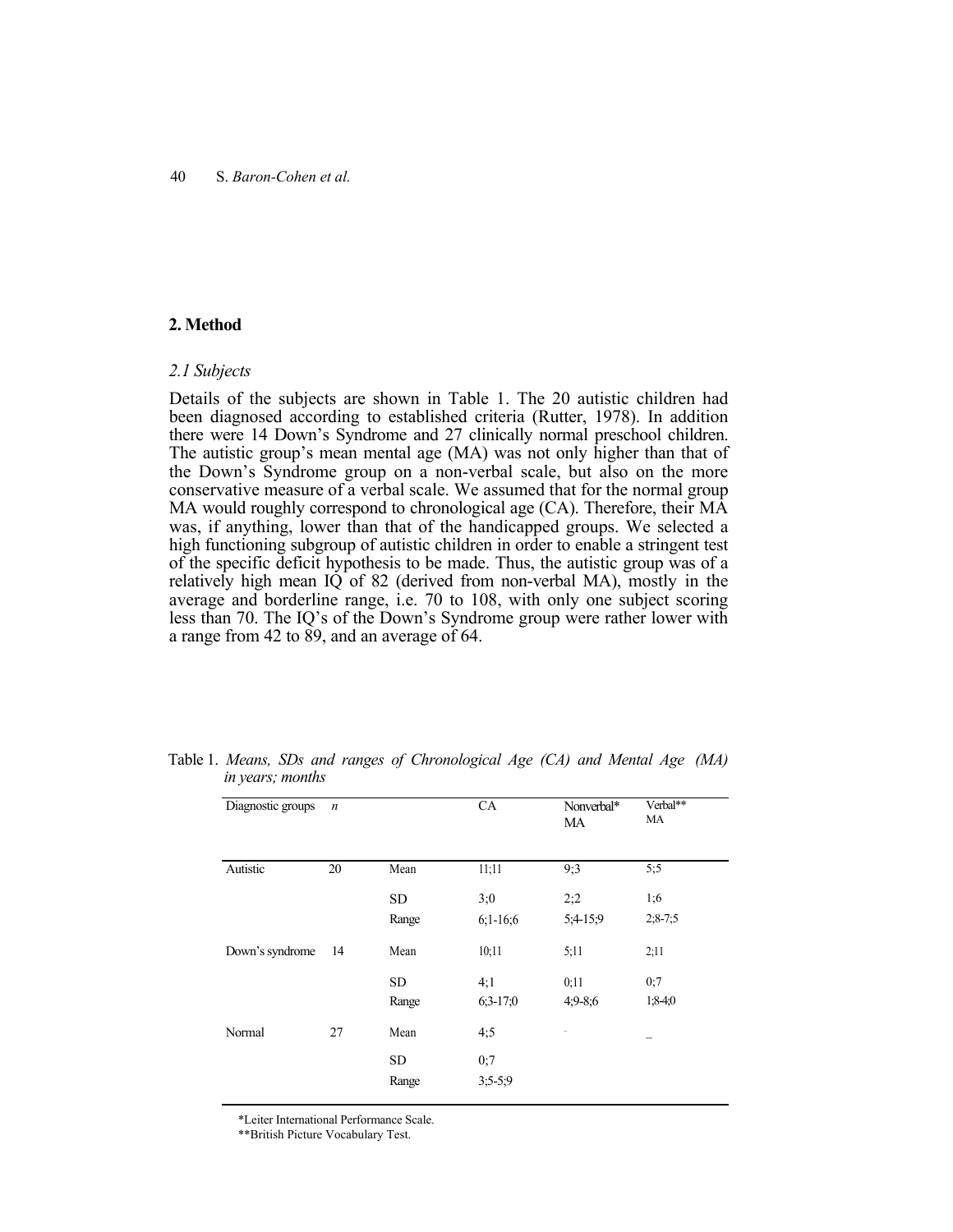## 2. Method

### *2.1 Subjects*

Details of the subjects are shown in Table 1. The 20 autistic children had been diagnosed according to established criteria (Rutter, 1978). In addition there were 14 Down's Syndrome and 27 clinically normal preschool children. The autistic group's mean mental age (MA) was not only higher than that of the Down's Syndrome group on a non-verbal scale, but also on the more conservative measure of a verbal scale. We assumed that for the normal group MA would roughly correspond to chronological age (CA). Therefore, their MA was, if anything, lower than that of the handicapped groups. We selected a high functioning subgroup of autistic children in order to enable a stringent test of the specific deficit hypothesis to be made. Thus, the autistic group was of a relatively high mean IQ of 82 (derived from non-verbal MA), mostly in the average and borderline range, i.e. 70 to 108, with only one subject scoring less than 70. The IQ's of the Down's Syndrome group were rather lower with a range from 42 to 89, and an average of 64.

Table 1. *Means, SDs and ranges of Chronological Age (CA) and Mental Age (MA) in years; months*

| Diagnostic groups | *n* | | CA | Nonverbal* MA | Verbal** MA |
|---|---|---|---|---|---|
| Autistic | 20 | Mean | 11;11 | 9;3 | 5;5 |
| | | SD | 3;0 | 2;2 | 1;6 |
| | | Range | 6;1-16;6 | 5;4-15;9 | 2;8-7;5 |
| Down's syndrome | 14 | Mean | 10;11 | 5;11 | 2;11 |
| | | SD | 4;1 | 0;11 | 0;7 |
| | | Range | 6;3-17;0 | 4;9-8;6 | 1;8-4;0 |
| Normal | 27 | Mean | 4;5 | – | – |
| | | SD | 0;7 | | |
| | | Range | 3;5-5;9 | | |

*Leiter International Performance Scale.

**British Picture Vocabulary Test.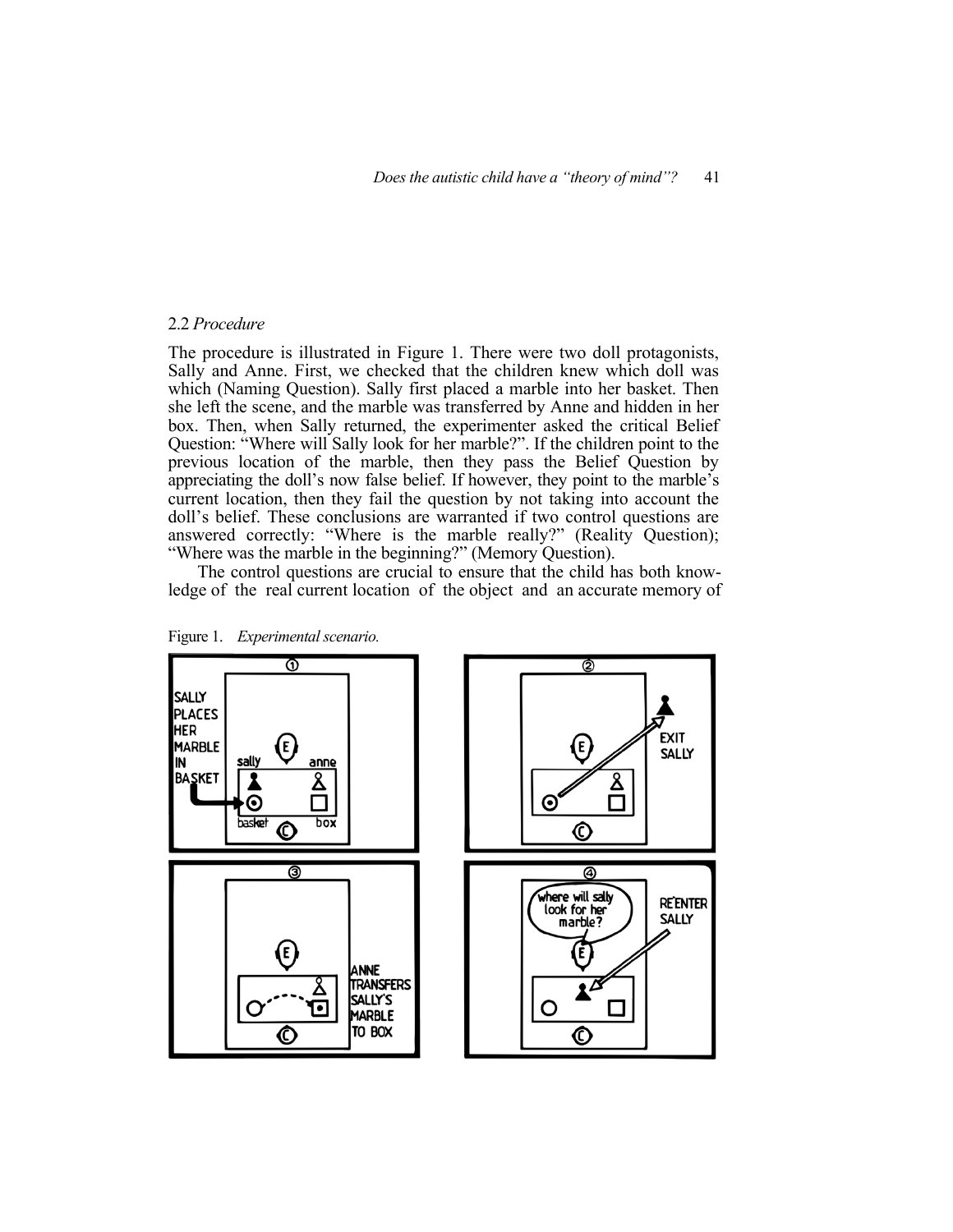### 2.2 *Procedure*

The procedure is illustrated in Figure 1. There were two doll protagonists, Sally and Anne. First, we checked that the children knew which doll was which (Naming Question). Sally first placed a marble into her basket. Then she left the scene, and the marble was transferred by Anne and hidden in her box. Then, when Sally returned, the experimenter asked the critical Belief Question: "Where will Sally look for her marble?". If the children point to the previous location of the marble, then they pass the Belief Question by appreciating the doll's now false belief. If however, they point to the marble's current location, then they fail the question by not taking into account the doll's belief. These conclusions are warranted if two control questions are answered correctly: "Where is the marble really?" (Reality Question); "Where was the marble in the beginning?" (Memory Question).

The control questions are crucial to ensure that the child has both knowledge of the real current location of the object and an accurate memory of

Figure 1. *Experimental scenario.*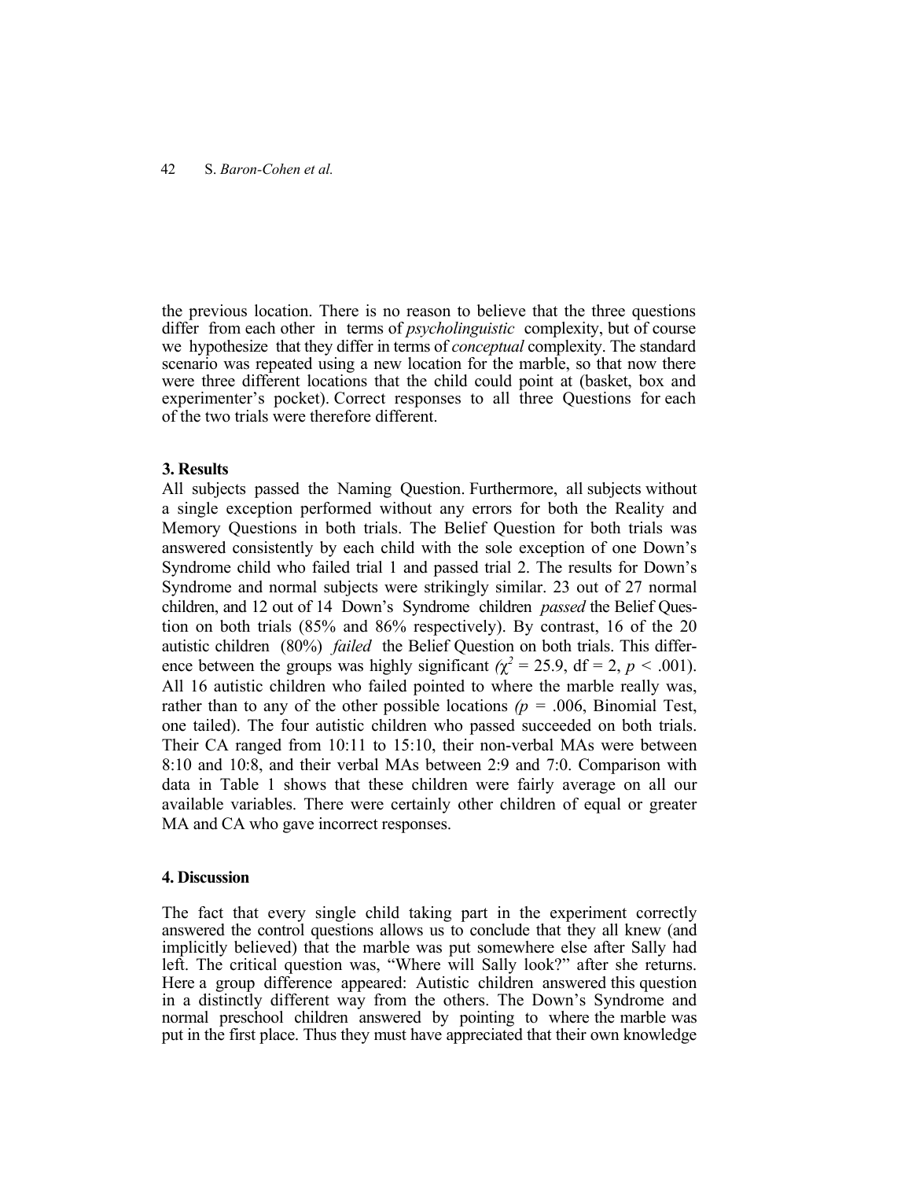the previous location. There is no reason to believe that the three questions differ from each other in terms of *psycholinguistic* complexity, but of course we hypothesize that they differ in terms of *conceptual* complexity. The standard scenario was repeated using a new location for the marble, so that now there were three different locations that the child could point at (basket, box and experimenter's pocket). Correct responses to all three Questions for each of the two trials were therefore different.

### 3. Results

All subjects passed the Naming Question. Furthermore, all subjects without a single exception performed without any errors for both the Reality and Memory Questions in both trials. The Belief Question for both trials was answered consistently by each child with the sole exception of one Down's Syndrome child who failed trial 1 and passed trial 2. The results for Down's Syndrome and normal subjects were strikingly similar. 23 out of 27 normal children, and 12 out of 14 Down's Syndrome children *passed* the Belief Question on both trials (85% and 86% respectively). By contrast, 16 of the 20 autistic children (80%) *failed* the Belief Question on both trials. This difference between the groups was highly significant ($\chi^2 = 25.9$, df = 2, $p < .001$). All 16 autistic children who failed pointed to where the marble really was, rather than to any of the other possible locations ($p = .006$, Binomial Test, one tailed). The four autistic children who passed succeeded on both trials. Their CA ranged from 10:11 to 15:10, their non-verbal MAs were between 8:10 and 10:8, and their verbal MAs between 2:9 and 7:0. Comparison with data in Table 1 shows that these children were fairly average on all our available variables. There were certainly other children of equal or greater MA and CA who gave incorrect responses.

### 4. Discussion

The fact that every single child taking part in the experiment correctly answered the control questions allows us to conclude that they all knew (and implicitly believed) that the marble was put somewhere else after Sally had left. The critical question was, "Where will Sally look?" after she returns. Here a group difference appeared: Autistic children answered this question in a distinctly different way from the others. The Down's Syndrome and normal preschool children answered by pointing to where the marble was put in the first place. Thus they must have appreciated that their own knowledge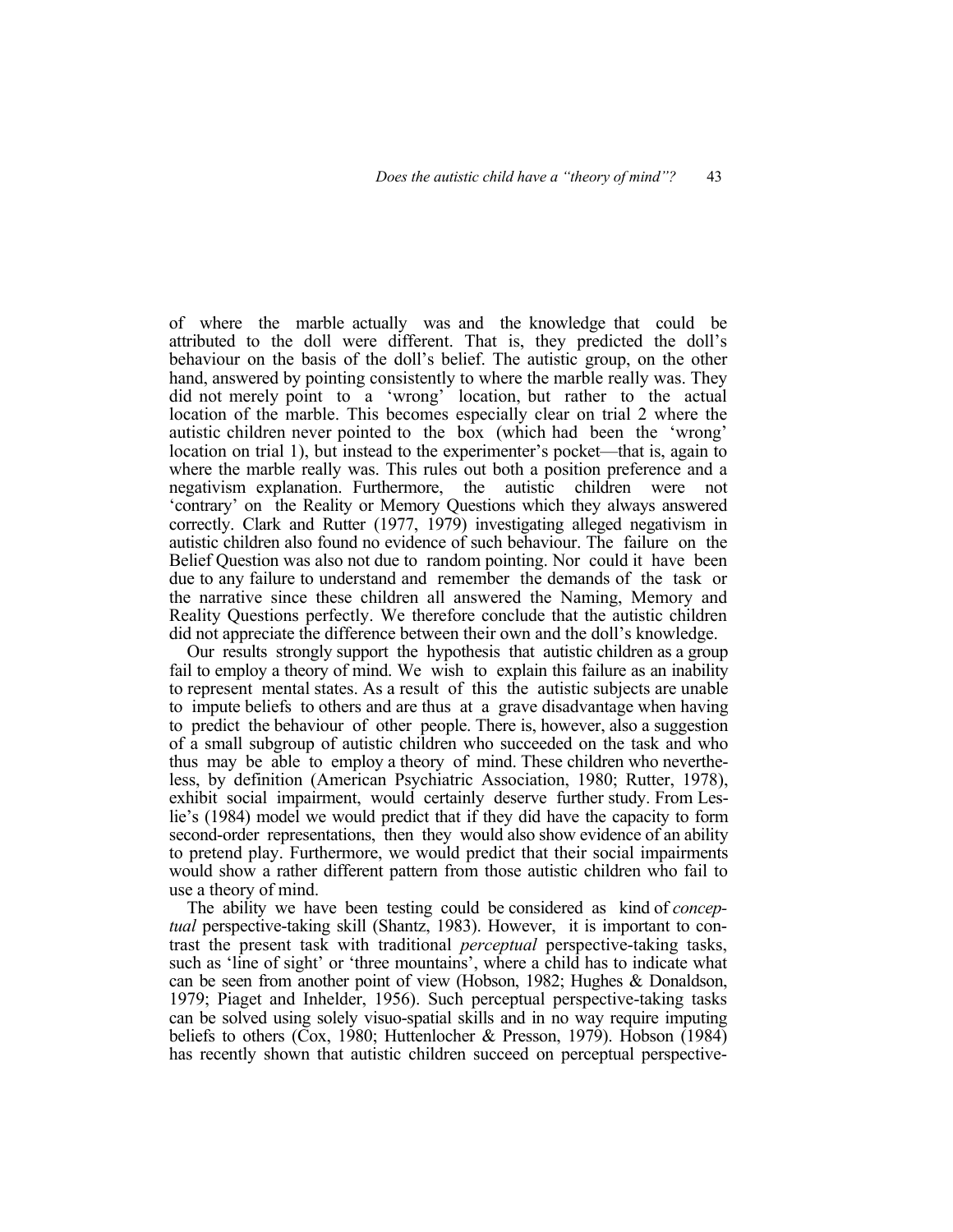of where the marble actually was and the knowledge that could be attributed to the doll were different. That is, they predicted the doll's behaviour on the basis of the doll's belief. The autistic group, on the other hand, answered by pointing consistently to where the marble really was. They did not merely point to a 'wrong' location, but rather to the actual location of the marble. This becomes especially clear on trial 2 where the autistic children never pointed to the box (which had been the 'wrong' location on trial 1), but instead to the experimenter's pocket—that is, again to where the marble really was. This rules out both a position preference and a negativism explanation. Furthermore, the autistic children were not 'contrary' on the Reality or Memory Questions which they always answered correctly. Clark and Rutter (1977, 1979) investigating alleged negativism in autistic children also found no evidence of such behaviour. The failure on the Belief Question was also not due to random pointing. Nor could it have been due to any failure to understand and remember the demands of the task or the narrative since these children all answered the Naming, Memory and Reality Questions perfectly. We therefore conclude that the autistic children did not appreciate the difference between their own and the doll's knowledge.

Our results strongly support the hypothesis that autistic children as a group fail to employ a theory of mind. We wish to explain this failure as an inability to represent mental states. As a result of this the autistic subjects are unable to impute beliefs to others and are thus at a grave disadvantage when having to predict the behaviour of other people. There is, however, also a suggestion of a small subgroup of autistic children who succeeded on the task and who thus may be able to employ a theory of mind. These children who nevertheless, by definition (American Psychiatric Association, 1980; Rutter, 1978), exhibit social impairment, would certainly deserve further study. From Leslie's (1984) model we would predict that if they did have the capacity to form second-order representations, then they would also show evidence of an ability to pretend play. Furthermore, we would predict that their social impairments would show a rather different pattern from those autistic children who fail to use a theory of mind.

The ability we have been testing could be considered as kind of *conceptual* perspective-taking skill (Shantz, 1983). However, it is important to contrast the present task with traditional *perceptual* perspective-taking tasks, such as 'line of sight' or 'three mountains', where a child has to indicate what can be seen from another point of view (Hobson, 1982; Hughes & Donaldson, 1979; Piaget and Inhelder, 1956). Such perceptual perspective-taking tasks can be solved using solely visuo-spatial skills and in no way require imputing beliefs to others (Cox, 1980; Huttenlocher & Presson, 1979). Hobson (1984) has recently shown that autistic children succeed on perceptual perspective-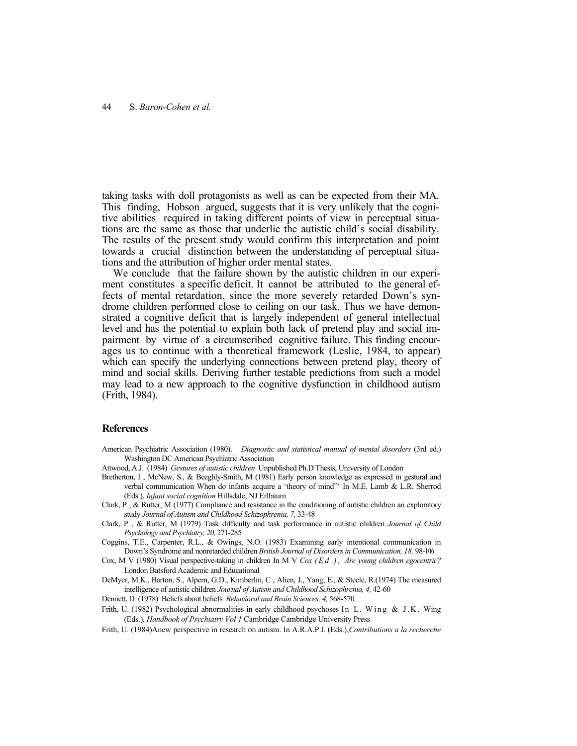taking tasks with doll protagonists as well as can be expected from their MA. This finding, Hobson argued, suggests that it is very unlikely that the cognitive abilities required in taking different points of view in perceptual situations are the same as those that underlie the autistic child's social disability. The results of the present study would confirm this interpretation and point towards a crucial distinction between the understanding of perceptual situations and the attribution of higher order mental states.

We conclude that the failure shown by the autistic children in our experiment constitutes a specific deficit. It cannot be attributed to the general effects of mental retardation, since the more severely retarded Down's syndrome children performed close to ceiling on our task. Thus we have demonstrated a cognitive deficit that is largely independent of general intellectual level and has the potential to explain both lack of pretend play and social impairment by virtue of a circumscribed cognitive failure. This finding encourages us to continue with a theoretical framework (Leslie, 1984, to appear) which can specify the underlying connections between pretend play, theory of mind and social skills. Deriving further testable predictions from such a model may lead to a new approach to the cognitive dysfunction in childhood autism (Frith, 1984).

## References

American Psychiatric Association (1980). *Diagnostic and statistical manual of mental disorders* (3rd ed.) Washington DC American Psychiatric Association

Attwood, A.J. (1984) *Gestures of autistic children* Unpublished Ph.D Thesis, University of London

Bretherton, I , McNew, S., & Beeghly-Smith, M (1981) Early person knowledge as expressed in gestural and verbal communication When do infants acquire a 'theory of mind"' In M.E. Lamb & L.R. Sherrod (Eds ), *Infant social cognition* Hillsdale, NJ Erlbaum

Clark, P , & Rutter, M (1977) Compliance and resistance in the conditioning of autistic children an exploratory study *Journal of Autism and Childhood Schizophrenia, 7,* 33-48

Clark, P , & Rutter, M (1979) Task difficulty and task performance in autistic children *Journal of Child Psychology and Psychiatry, 20,* 271-285

Coggins, T.E., Carpenter, R.L., & Owings, N.O. (1983) Examining early intentional communication in Down's Syndrome and nonretarded children *British Journal of Disorders in Communication, 18,* 98-106

Cox, M V (1980) Visual perspective-taking in children In M V *Cox (Ed.), Are young children egocentric?* London Batsford Academic and Educational

DeMyer, M.K., Barton, S., Alpern, G.D., Kimberlin, C , Alien, J., Yang, E., & Steele, R.(1974) The measured intelligence of autistic children *Journal of Autism and Childhood Schizophrenia, 4,* 42-60

Dennett, D (1978) Beliefs about beliefs *Behavioral and Brain Sciences, 4,* 568-570

Frith, U. (1982) Psychological abnormalities in early childhood psychoses In L. Wing & J.K. Wing (Eds.), *Handbook of Psychiatry Vol 1* Cambridge Cambridge University Press

Frith, U. (1984)Anew perspective in research on autism. In A.R.A.P.I. (Eds.),*Contributions a la recherche*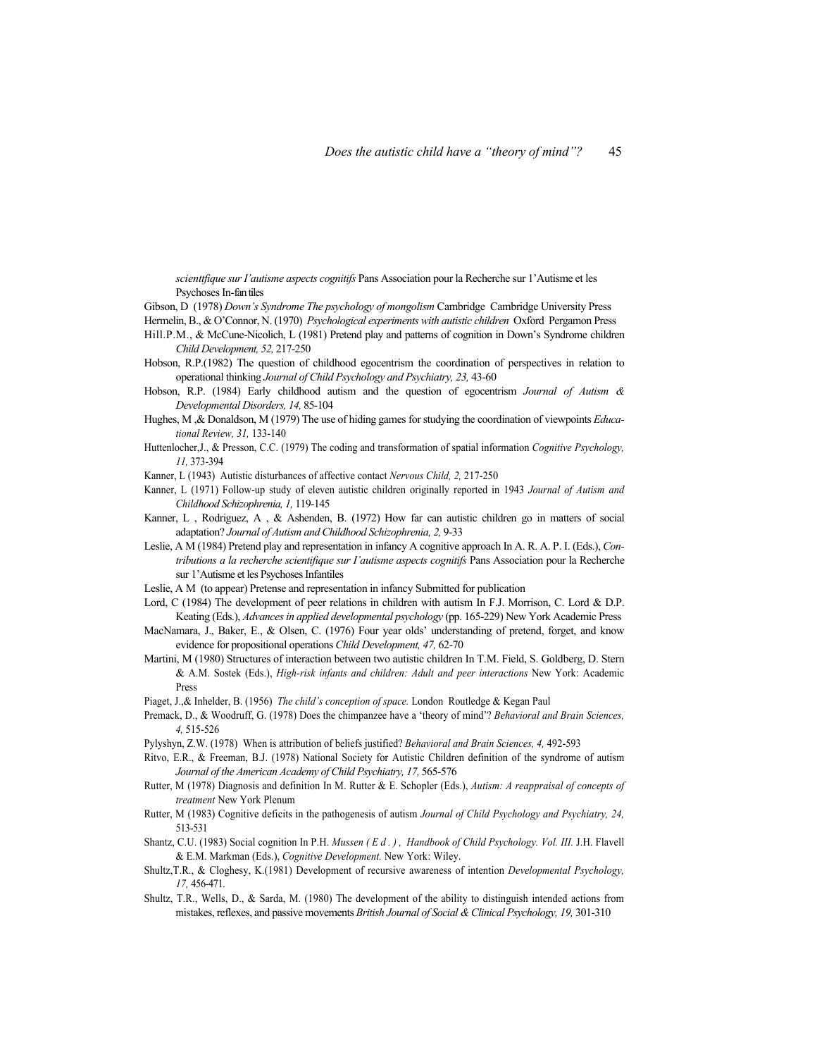*scienttfique sur l'autisme aspects cognitifs* Pans Association pour la Recherche sur 1'Autisme et les Psychoses In-fan tiles

Gibson, D (1978) *Down's Syndrome The psychology of mongolism* Cambridge Cambridge University Press

Hermelin, B., & O'Connor, N. (1970) *Psychological experiments with autistic children* Oxford Pergamon Press

Hill.P.M., & McCune-Nicolich, L (1981) Pretend play and patterns of cognition in Down's Syndrome children *Child Development, 52,* 217-250

Hobson, R.P.(1982) The question of childhood egocentrism the coordination of perspectives in relation to operational thinking *Journal of Child Psychology and Psychiatry, 23,* 43-60

Hobson, R.P. (1984) Early childhood autism and the question of egocentrism *Journal of Autism & Developmental Disorders, 14,* 85-104

Hughes, M ,& Donaldson, M (1979) The use of hiding games for studying the coordination of viewpoints *Educational Review, 31,* 133-140

Huttenlocher,J., & Presson, C.C. (1979) The coding and transformation of spatial information *Cognitive Psychology, 11,* 373-394

Kanner, L (1943) Autistic disturbances of affective contact *Nervous Child, 2,* 217-250

Kanner, L (1971) Follow-up study of eleven autistic children originally reported in 1943 *Journal of Autism and Childhood Schizophrenia, 1,* 119-145

Kanner, L , Rodriguez, A , & Ashenden, B. (1972) How far can autistic children go in matters of social adaptation? *Journal of Autism and Childhood Schizophrenia, 2,* 9-33

Leslie, A M (1984) Pretend play and representation in infancy A cognitive approach In A. R. A. P. I. (Eds.), *Contributions a la recherche scientifique sur l'autisme aspects cognitifs* Pans Association pour la Recherche sur 1'Autisme et les Psychoses Infantiles

Leslie, A M (to appear) Pretense and representation in infancy Submitted for publication

Lord, C (1984) The development of peer relations in children with autism In F.J. Morrison, C. Lord & D.P. Keating (Eds.), *Advances in applied developmental psychology* (pp. 165-229) New York Academic Press

MacNamara, J., Baker, E., & Olsen, C. (1976) Four year olds' understanding of pretend, forget, and know evidence for propositional operations *Child Development, 47,* 62-70

Martini, M (1980) Structures of interaction between two autistic children In T.M. Field, S. Goldberg, D. Stern & A.M. Sostek (Eds.), *High-risk infants and children: Adult and peer interactions* New York: Academic Press

Piaget, J.,& Inhelder, B. (1956) *The child's conception of space.* London Routledge & Kegan Paul

Premack, D., & Woodruff, G. (1978) Does the chimpanzee have a 'theory of mind'? *Behavioral and Brain Sciences, 4,* 515-526

Pylyshyn, Z.W. (1978) When is attribution of beliefs justified? *Behavioral and Brain Sciences, 4,* 492-593

Ritvo, E.R., & Freeman, B.J. (1978) National Society for Autistic Children definition of the syndrome of autism *Journal of the American Academy of Child Psychiatry, 17,* 565-576

Rutter, M (1978) Diagnosis and definition In M. Rutter & E. Schopler (Eds.), *Autism: A reappraisal of concepts of treatment* New York Plenum

Rutter, M (1983) Cognitive deficits in the pathogenesis of autism *Journal of Child Psychology and Psychiatry, 24,* 513-531

Shantz, C.U. (1983) Social cognition In P.H. *Mussen ( E d . ) , Handbook of Child Psychology. Vol. III.* J.H. Flavell & E.M. Markman (Eds.), *Cognitive Development.* New York: Wiley.

Shultz,T.R., & Cloghesy, K.(1981) Development of recursive awareness of intention *Developmental Psychology, 17,* 456-471.

Shultz, T.R., Wells, D., & Sarda, M. (1980) The development of the ability to distinguish intended actions from mistakes, reflexes, and passive movements *British Journal of Social & Clinical Psychology, 19,* 301-310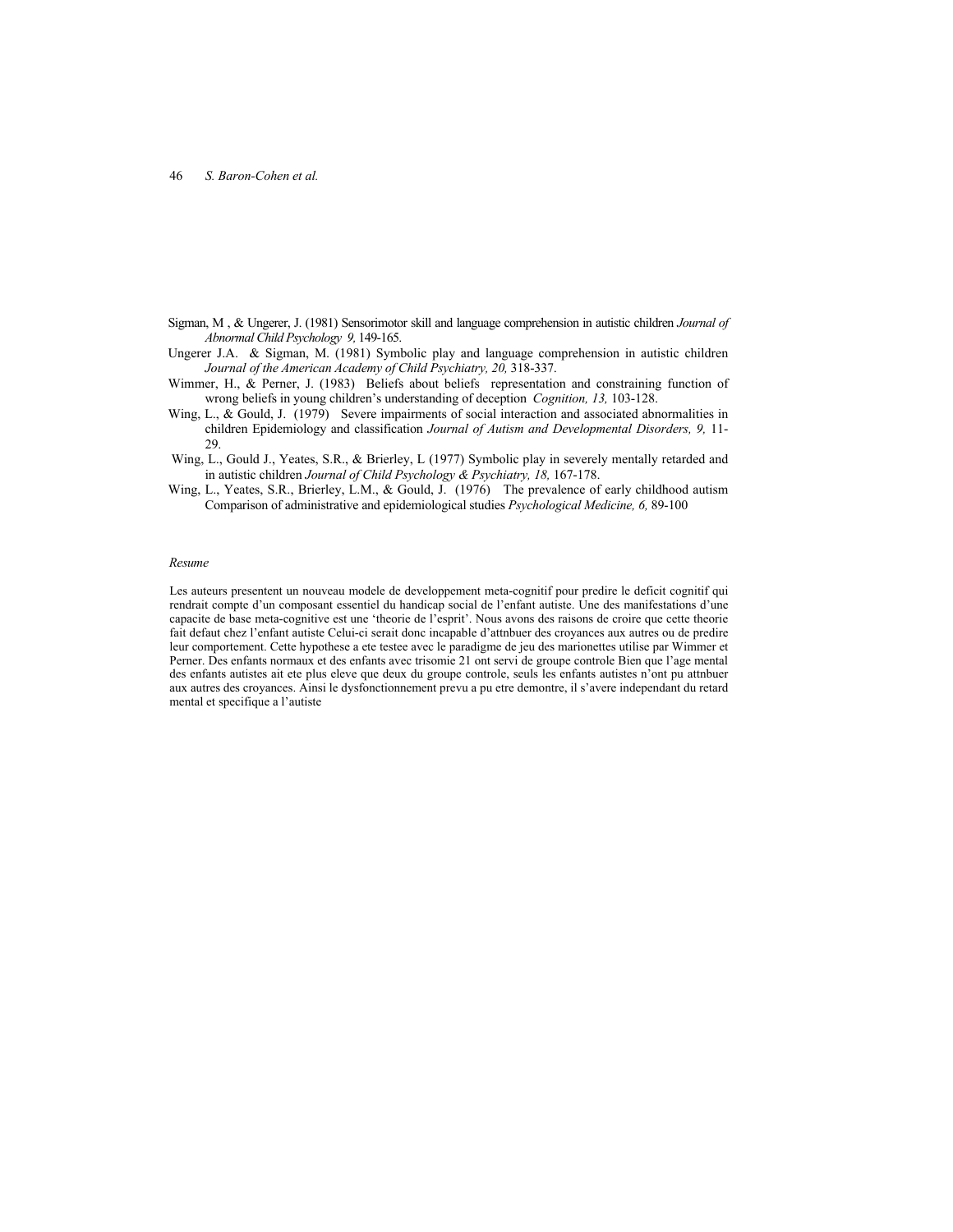Sigman, M , & Ungerer, J. (1981) Sensorimotor skill and language comprehension in autistic children *Journal of Abnormal Child Psychology 9,* 149-165.

Ungerer J.A. & Sigman, M. (1981) Symbolic play and language comprehension in autistic children *Journal of the American Academy of Child Psychiatry, 20,* 318-337.

Wimmer, H., & Perner, J. (1983) Beliefs about beliefs representation and constraining function of wrong beliefs in young children's understanding of deception *Cognition, 13,* 103-128.

Wing, L., & Gould, J. (1979) Severe impairments of social interaction and associated abnormalities in children Epidemiology and classification *Journal of Autism and Developmental Disorders, 9,* 11-29.

Wing, L., Gould J., Yeates, S.R., & Brierley, L (1977) Symbolic play in severely mentally retarded and in autistic children *Journal of Child Psychology & Psychiatry, 18,* 167-178.

Wing, L., Yeates, S.R., Brierley, L.M., & Gould, J. (1976) The prevalence of early childhood autism Comparison of administrative and epidemiological studies *Psychological Medicine, 6,* 89-100

*Resume*

Les auteurs presentent un nouveau modele de developpement meta-cognitif pour predire le deficit cognitif qui rendrait compte d'un composant essentiel du handicap social de l'enfant autiste. Une des manifestations d'une capacite de base meta-cognitive est une 'theorie de l'esprit'. Nous avons des raisons de croire que cette theorie fait defaut chez l'enfant autiste Celui-ci serait donc incapable d'attnbuer des croyances aux autres ou de predire leur comportement. Cette hypothese a ete testee avec le paradigme de jeu des marionettes utilise par Wimmer et Perner. Des enfants normaux et des enfants avec trisomie 21 ont servi de groupe controle Bien que l'age mental des enfants autistes ait ete plus eleve que deux du groupe controle, seuls les enfants autistes n'ont pu attnbuer aux autres des croyances. Ainsi le dysfonctionnement prevu a pu etre demontre, il s'avere independant du retard mental et specifique a l'autiste